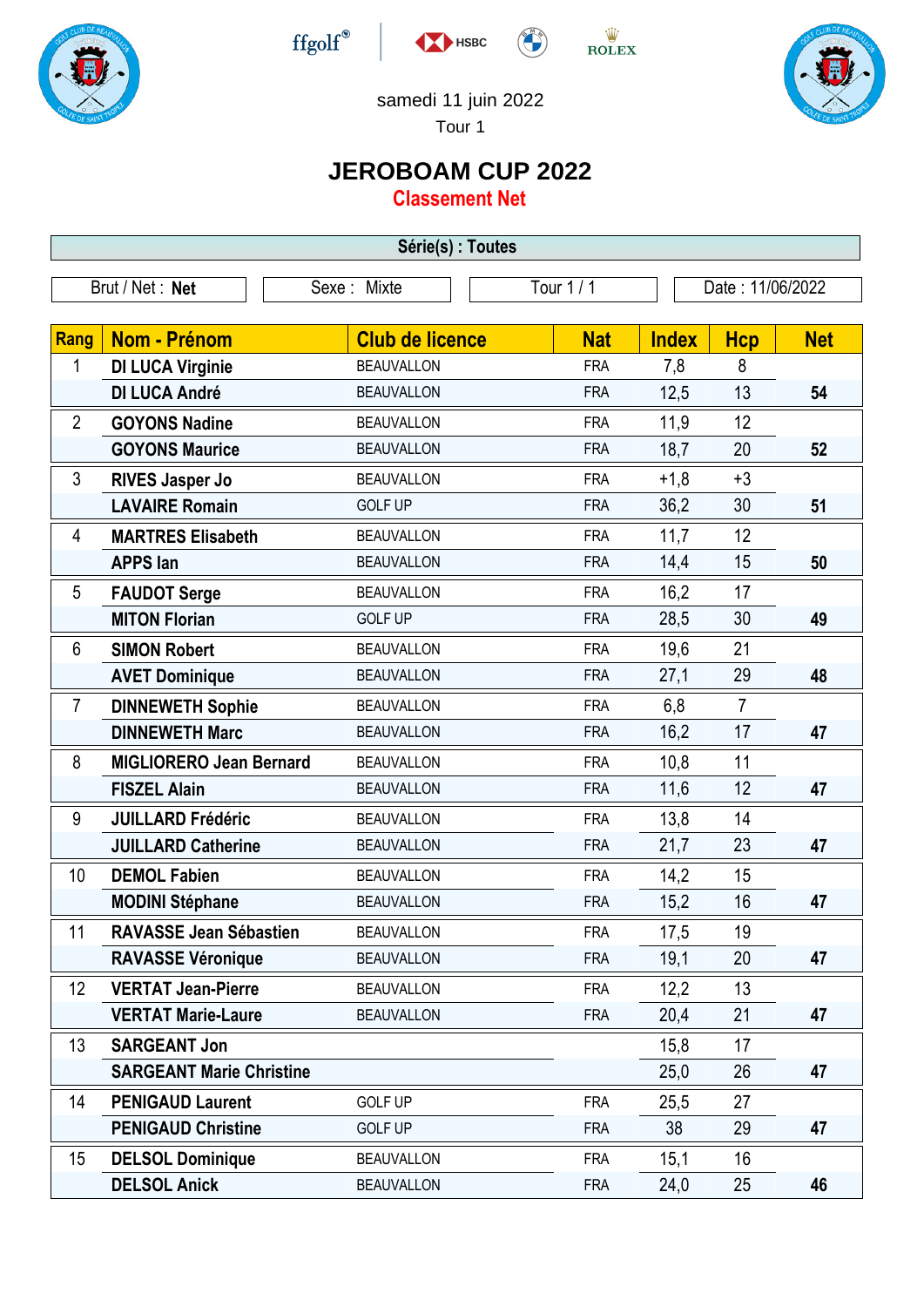ffgolf HSBC ROLEX

samedi 11 juin 2022

Tour 1

# JEROBOAM CUP 2022

## Classement Net

**Série(s) : Toutes**

Brut / Net : **Net** | Sexe : Mixte | Tour 1 / 1 | Date : 11/06/2022

| Rang | Nom - Prénom | Club de licence | Nat | Index | Hcp | Net |
|---|---|---|---|---|---|---|
| 1 | DI LUCA Virginie | BEAUVALLON | FRA | 7,8 | 8 | |
| | DI LUCA André | BEAUVALLON | FRA | 12,5 | 13 | 54 |
| 2 | GOYONS Nadine | BEAUVALLON | FRA | 11,9 | 12 | |
| | GOYONS Maurice | BEAUVALLON | FRA | 18,7 | 20 | 52 |
| 3 | RIVES Jasper Jo | BEAUVALLON | FRA | +1,8 | +3 | |
| | LAVAIRE Romain | GOLF UP | FRA | 36,2 | 30 | 51 |
| 4 | MARTRES Elisabeth | BEAUVALLON | FRA | 11,7 | 12 | |
| | APPS Ian | BEAUVALLON | FRA | 14,4 | 15 | 50 |
| 5 | FAUDOT Serge | BEAUVALLON | FRA | 16,2 | 17 | |
| | MITON Florian | GOLF UP | FRA | 28,5 | 30 | 49 |
| 6 | SIMON Robert | BEAUVALLON | FRA | 19,6 | 21 | |
| | AVET Dominique | BEAUVALLON | FRA | 27,1 | 29 | 48 |
| 7 | DINNEWETH Sophie | BEAUVALLON | FRA | 6,8 | 7 | |
| | DINNEWETH Marc | BEAUVALLON | FRA | 16,2 | 17 | 47 |
| 8 | MIGLIORERO Jean Bernard | BEAUVALLON | FRA | 10,8 | 11 | |
| | FISZEL Alain | BEAUVALLON | FRA | 11,6 | 12 | 47 |
| 9 | JUILLARD Frédéric | BEAUVALLON | FRA | 13,8 | 14 | |
| | JUILLARD Catherine | BEAUVALLON | FRA | 21,7 | 23 | 47 |
| 10 | DEMOL Fabien | BEAUVALLON | FRA | 14,2 | 15 | |
| | MODINI Stéphane | BEAUVALLON | FRA | 15,2 | 16 | 47 |
| 11 | RAVASSE Jean Sébastien | BEAUVALLON | FRA | 17,5 | 19 | |
| | RAVASSE Véronique | BEAUVALLON | FRA | 19,1 | 20 | 47 |
| 12 | VERTAT Jean-Pierre | BEAUVALLON | FRA | 12,2 | 13 | |
| | VERTAT Marie-Laure | BEAUVALLON | FRA | 20,4 | 21 | 47 |
| 13 | SARGEANT Jon | | | 15,8 | 17 | |
| | SARGEANT Marie Christine | | | 25,0 | 26 | 47 |
| 14 | PENIGAUD Laurent | GOLF UP | FRA | 25,5 | 27 | |
| | PENIGAUD Christine | GOLF UP | FRA | 38 | 29 | 47 |
| 15 | DELSOL Dominique | BEAUVALLON | FRA | 15,1 | 16 | |
| | DELSOL Anick | BEAUVALLON | FRA | 24,0 | 25 | 46 |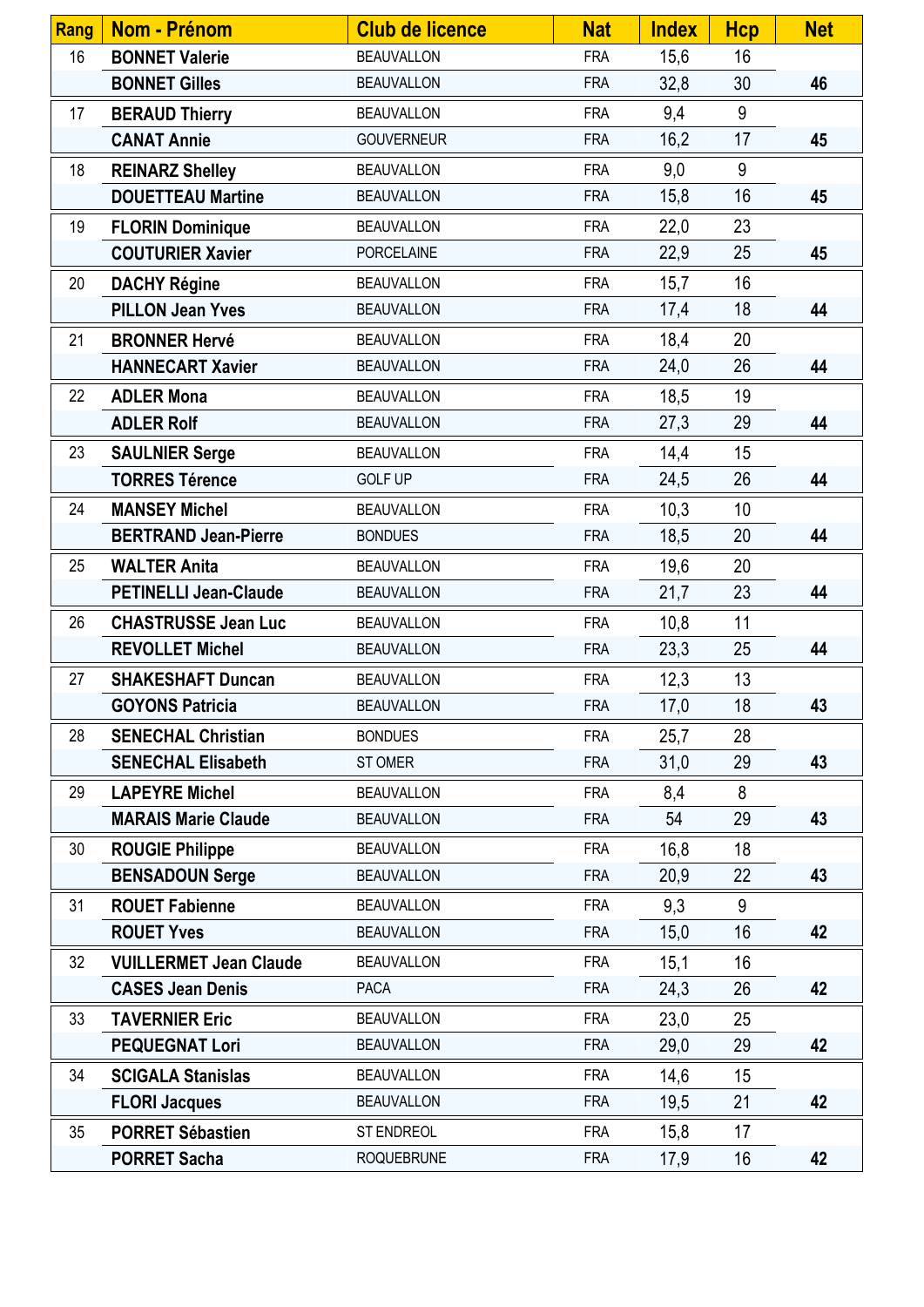| Rang | Nom - Prénom | Club de licence | Nat | Index | Hcp | Net |
|---|---|---|---|---|---|---|
| 16 | **BONNET Valerie** | BEAUVALLON | FRA | 15,6 | 16 | |
| | **BONNET Gilles** | BEAUVALLON | FRA | 32,8 | 30 | **46** |
| 17 | **BERAUD Thierry** | BEAUVALLON | FRA | 9,4 | 9 | |
| | **CANAT Annie** | GOUVERNEUR | FRA | 16,2 | 17 | **45** |
| 18 | **REINARZ Shelley** | BEAUVALLON | FRA | 9,0 | 9 | |
| | **DOUETTEAU Martine** | BEAUVALLON | FRA | 15,8 | 16 | **45** |
| 19 | **FLORIN Dominique** | BEAUVALLON | FRA | 22,0 | 23 | |
| | **COUTURIER Xavier** | PORCELAINE | FRA | 22,9 | 25 | **45** |
| 20 | **DACHY Régine** | BEAUVALLON | FRA | 15,7 | 16 | |
| | **PILLON Jean Yves** | BEAUVALLON | FRA | 17,4 | 18 | **44** |
| 21 | **BRONNER Hervé** | BEAUVALLON | FRA | 18,4 | 20 | |
| | **HANNECART Xavier** | BEAUVALLON | FRA | 24,0 | 26 | **44** |
| 22 | **ADLER Mona** | BEAUVALLON | FRA | 18,5 | 19 | |
| | **ADLER Rolf** | BEAUVALLON | FRA | 27,3 | 29 | **44** |
| 23 | **SAULNIER Serge** | BEAUVALLON | FRA | 14,4 | 15 | |
| | **TORRES Térence** | GOLF UP | FRA | 24,5 | 26 | **44** |
| 24 | **MANSEY Michel** | BEAUVALLON | FRA | 10,3 | 10 | |
| | **BERTRAND Jean-Pierre** | BONDUES | FRA | 18,5 | 20 | **44** |
| 25 | **WALTER Anita** | BEAUVALLON | FRA | 19,6 | 20 | |
| | **PETINELLI Jean-Claude** | BEAUVALLON | FRA | 21,7 | 23 | **44** |
| 26 | **CHASTRUSSE Jean Luc** | BEAUVALLON | FRA | 10,8 | 11 | |
| | **REVOLLET Michel** | BEAUVALLON | FRA | 23,3 | 25 | **44** |
| 27 | **SHAKESHAFT Duncan** | BEAUVALLON | FRA | 12,3 | 13 | |
| | **GOYONS Patricia** | BEAUVALLON | FRA | 17,0 | 18 | **43** |
| 28 | **SENECHAL Christian** | BONDUES | FRA | 25,7 | 28 | |
| | **SENECHAL Elisabeth** | ST OMER | FRA | 31,0 | 29 | **43** |
| 29 | **LAPEYRE Michel** | BEAUVALLON | FRA | 8,4 | 8 | |
| | **MARAIS Marie Claude** | BEAUVALLON | FRA | 54 | 29 | **43** |
| 30 | **ROUGIE Philippe** | BEAUVALLON | FRA | 16,8 | 18 | |
| | **BENSADOUN Serge** | BEAUVALLON | FRA | 20,9 | 22 | **43** |
| 31 | **ROUET Fabienne** | BEAUVALLON | FRA | 9,3 | 9 | |
| | **ROUET Yves** | BEAUVALLON | FRA | 15,0 | 16 | **42** |
| 32 | **VUILLERMET Jean Claude** | BEAUVALLON | FRA | 15,1 | 16 | |
| | **CASES Jean Denis** | PACA | FRA | 24,3 | 26 | **42** |
| 33 | **TAVERNIER Eric** | BEAUVALLON | FRA | 23,0 | 25 | |
| | **PEQUEGNAT Lori** | BEAUVALLON | FRA | 29,0 | 29 | **42** |
| 34 | **SCIGALA Stanislas** | BEAUVALLON | FRA | 14,6 | 15 | |
| | **FLORI Jacques** | BEAUVALLON | FRA | 19,5 | 21 | **42** |
| 35 | **PORRET Sébastien** | ST ENDREOL | FRA | 15,8 | 17 | |
| | **PORRET Sacha** | ROQUEBRUNE | FRA | 17,9 | 16 | **42** |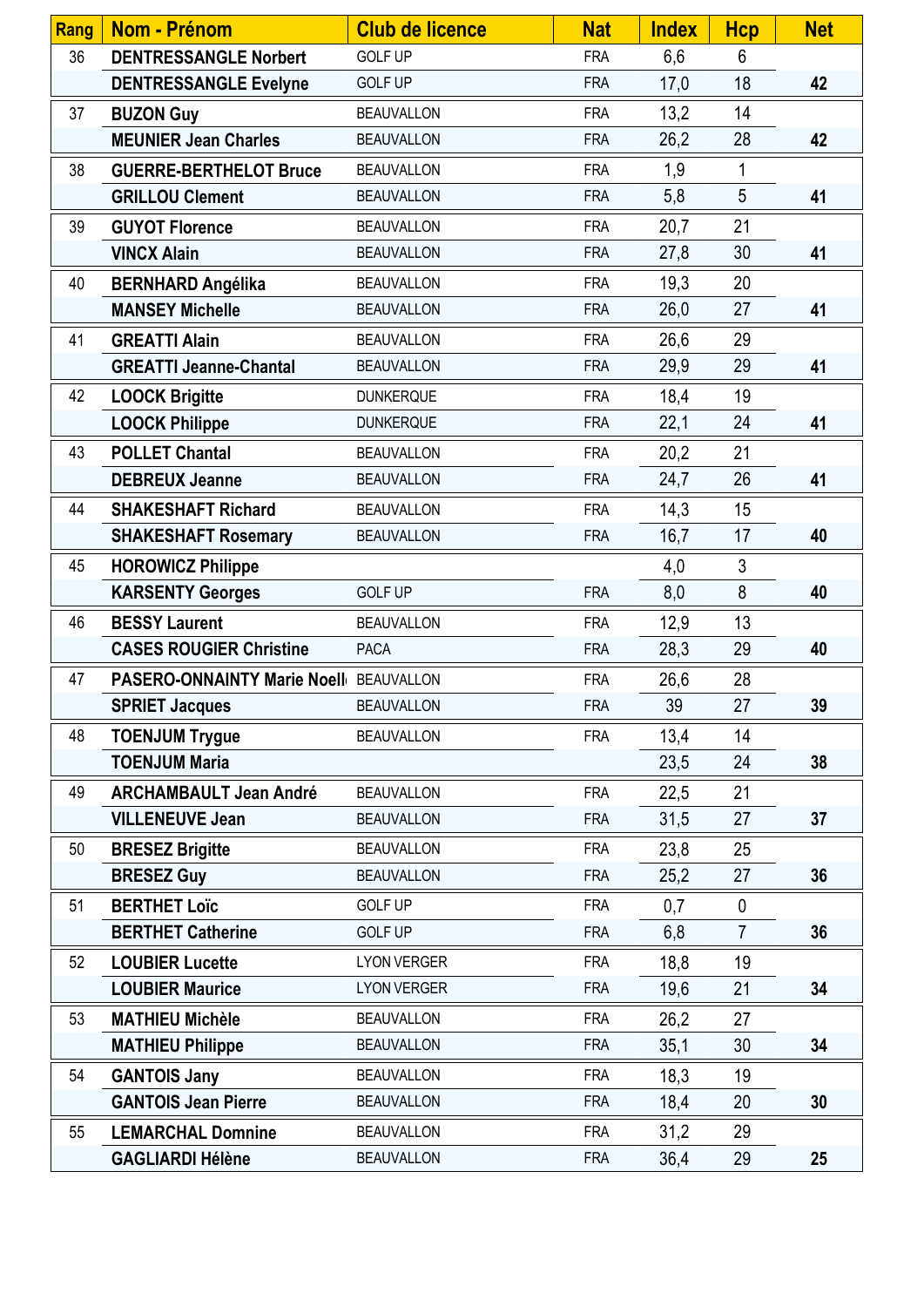| Rang | Nom - Prénom | Club de licence | Nat | Index | Hcp | Net |
|---|---|---|---|---|---|---|
| 36 | **DENTRESSANGLE Norbert** | GOLF UP | FRA | 6,6 | 6 | |
| | **DENTRESSANGLE Evelyne** | GOLF UP | FRA | 17,0 | 18 | **42** |
| 37 | **BUZON Guy** | BEAUVALLON | FRA | 13,2 | 14 | |
| | **MEUNIER Jean Charles** | BEAUVALLON | FRA | 26,2 | 28 | **42** |
| 38 | **GUERRE-BERTHELOT Bruce** | BEAUVALLON | FRA | 1,9 | 1 | |
| | **GRILLOU Clement** | BEAUVALLON | FRA | 5,8 | 5 | **41** |
| 39 | **GUYOT Florence** | BEAUVALLON | FRA | 20,7 | 21 | |
| | **VINCX Alain** | BEAUVALLON | FRA | 27,8 | 30 | **41** |
| 40 | **BERNHARD Angélika** | BEAUVALLON | FRA | 19,3 | 20 | |
| | **MANSEY Michelle** | BEAUVALLON | FRA | 26,0 | 27 | **41** |
| 41 | **GREATTI Alain** | BEAUVALLON | FRA | 26,6 | 29 | |
| | **GREATTI Jeanne-Chantal** | BEAUVALLON | FRA | 29,9 | 29 | **41** |
| 42 | **LOOCK Brigitte** | DUNKERQUE | FRA | 18,4 | 19 | |
| | **LOOCK Philippe** | DUNKERQUE | FRA | 22,1 | 24 | **41** |
| 43 | **POLLET Chantal** | BEAUVALLON | FRA | 20,2 | 21 | |
| | **DEBREUX Jeanne** | BEAUVALLON | FRA | 24,7 | 26 | **41** |
| 44 | **SHAKESHAFT Richard** | BEAUVALLON | FRA | 14,3 | 15 | |
| | **SHAKESHAFT Rosemary** | BEAUVALLON | FRA | 16,7 | 17 | **40** |
| 45 | **HOROWICZ Philippe** | | | 4,0 | 3 | |
| | **KARSENTY Georges** | GOLF UP | FRA | 8,0 | 8 | **40** |
| 46 | **BESSY Laurent** | BEAUVALLON | FRA | 12,9 | 13 | |
| | **CASES ROUGIER Christine** | PACA | FRA | 28,3 | 29 | **40** |
| 47 | **PASERO-ONNAINTY Marie Noell** | BEAUVALLON | FRA | 26,6 | 28 | |
| | **SPRIET Jacques** | BEAUVALLON | FRA | 39 | 27 | **39** |
| 48 | **TOENJUM Trygue** | BEAUVALLON | FRA | 13,4 | 14 | |
| | **TOENJUM Maria** | | | 23,5 | 24 | **38** |
| 49 | **ARCHAMBAULT Jean André** | BEAUVALLON | FRA | 22,5 | 21 | |
| | **VILLENEUVE Jean** | BEAUVALLON | FRA | 31,5 | 27 | **37** |
| 50 | **BRESEZ Brigitte** | BEAUVALLON | FRA | 23,8 | 25 | |
| | **BRESEZ Guy** | BEAUVALLON | FRA | 25,2 | 27 | **36** |
| 51 | **BERTHET Loïc** | GOLF UP | FRA | 0,7 | 0 | |
| | **BERTHET Catherine** | GOLF UP | FRA | 6,8 | 7 | **36** |
| 52 | **LOUBIER Lucette** | LYON VERGER | FRA | 18,8 | 19 | |
| | **LOUBIER Maurice** | LYON VERGER | FRA | 19,6 | 21 | **34** |
| 53 | **MATHIEU Michèle** | BEAUVALLON | FRA | 26,2 | 27 | |
| | **MATHIEU Philippe** | BEAUVALLON | FRA | 35,1 | 30 | **34** |
| 54 | **GANTOIS Jany** | BEAUVALLON | FRA | 18,3 | 19 | |
| | **GANTOIS Jean Pierre** | BEAUVALLON | FRA | 18,4 | 20 | **30** |
| 55 | **LEMARCHAL Domnine** | BEAUVALLON | FRA | 31,2 | 29 | |
| | **GAGLIARDI Hélène** | BEAUVALLON | FRA | 36,4 | 29 | **25** |